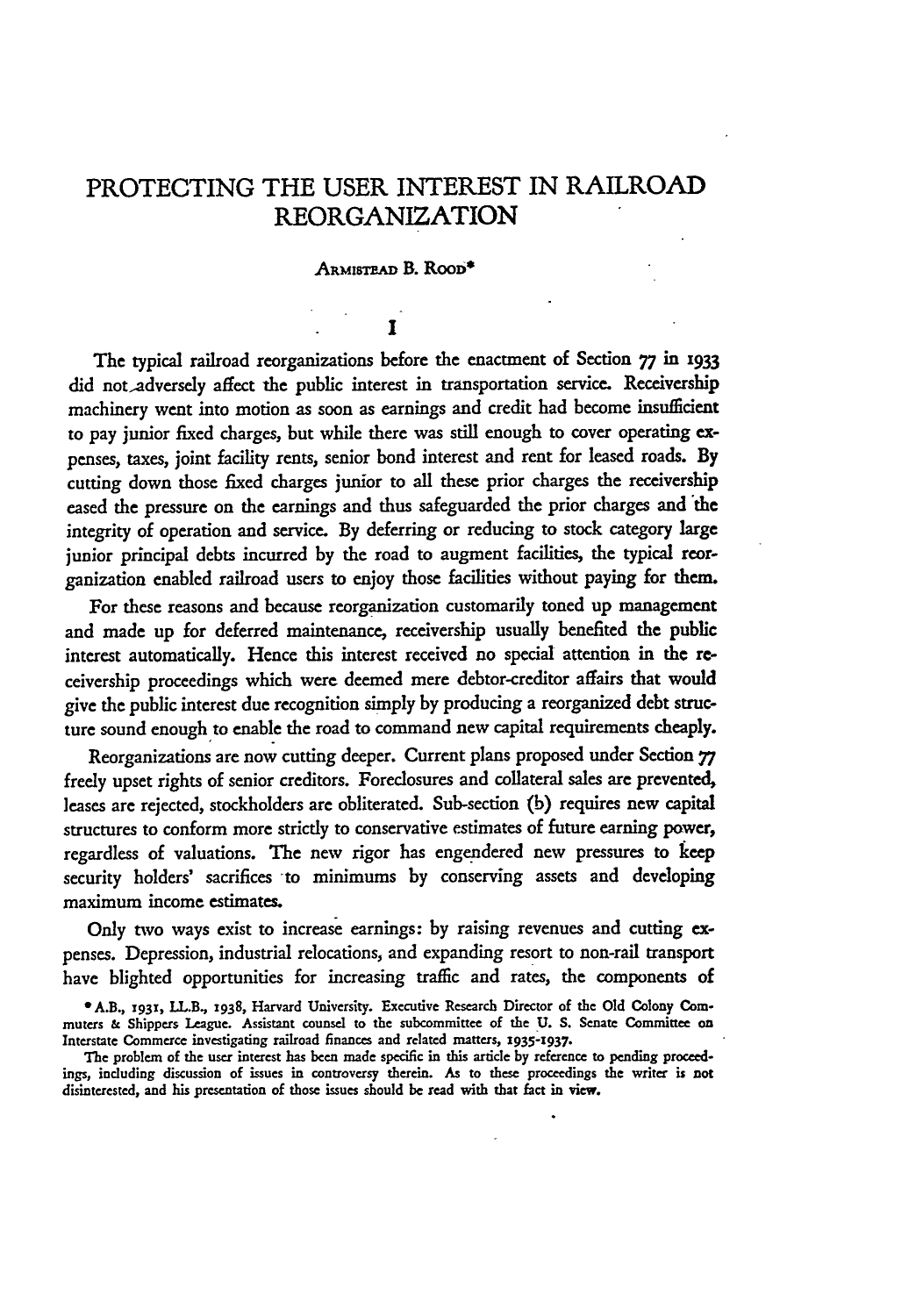# PROTECTING THE USER INTEREST IN RAILROAD REORGANIZATION

ARMISTEAD B. ROOD*

## I

The typical railroad reorganizations before the enactment of Section 77 in 1933 did not adversely affect the public interest in transportation service. Receivership machinery went into motion as soon as earnings and credit had become insufficient to pay junior fixed charges, but while there was still enough to cover operating expenses, taxes, joint facility rents, senior bond interest and rent for leased roads. By cutting down those fixed charges junior to all these prior charges the receivership eased the pressure on the earnings and thus safeguarded the prior charges and the integrity of operation and service. By deferring or reducing to stock category large junior principal debts incurred by the road to augment facilities, the typical reorganization enabled railroad users to enjoy those facilities without paying for them.

For these reasons and because reorganization customarily toned up management and made up for deferred maintenance, receivership usually benefited the public interest automatically. Hence this interest received no special attention in the receivership proceedings which were deemed mere debtor-creditor affairs that would give the public interest due recognition simply by producing a reorganized debt structure sound enough to enable the road to command new capital requirements cheaply.

Reorganizations are now cutting deeper. Current plans proposed under Section 77 freely upset rights of senior creditors. Foreclosures and collateral sales are prevented, leases are rejected, stockholders are obliterated. Sub-section (b) requires new capital structures to conform more strictly to conservative estimates of future earning power, regardless of valuations. The new rigor has engendered new pressures to keep security holders' sacrifices to minimums by conserving assets and developing maximum income estimates.

Only two ways exist to increase earnings: by raising revenues and cutting expenses. Depression, industrial relocations, and expanding resort to non-rail transport have blighted opportunities for increasing traffic and rates, the components of

* A.B., 1931, LL.B., 1938, Harvard University. Executive Research Director of the Old Colony Commuters & Shippers League. Assistant counsel to the subcommittee of the U. S. Senate Committee on Interstate Commerce investigating railroad finances and related matters, 1935-1937.

The problem of the user interest has been made specific in this article by reference to pending proceedings, including discussion of issues in controversy therein. As to these proceedings the writer is not disinterested, and his presentation of those issues should be read with that fact in view.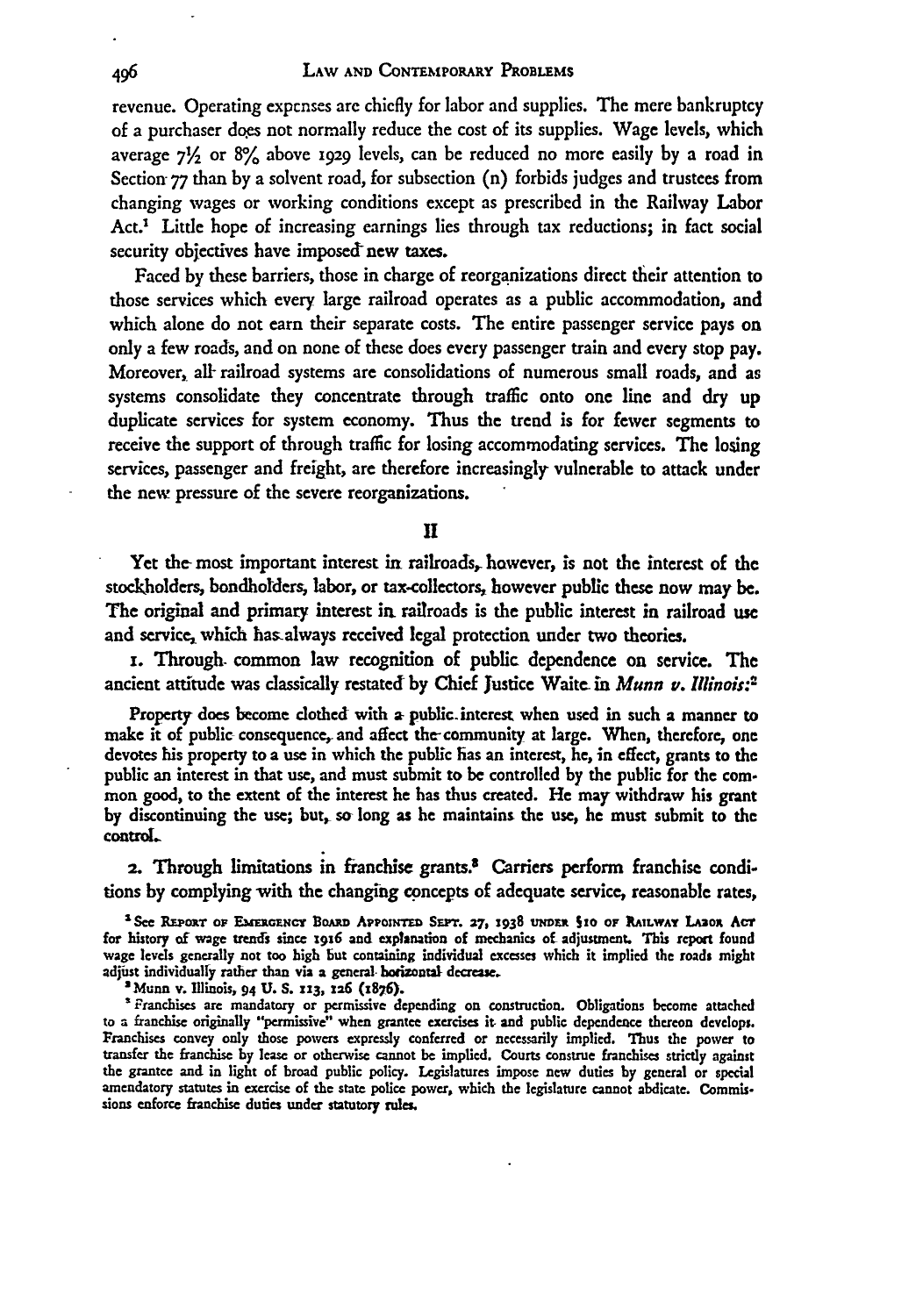revenue. Operating expenses are chiefly for labor and supplies. The mere bankruptcy of a purchaser does not normally reduce the cost of its supplies. Wage levels, which average 7½ or 8% above 1929 levels, can be reduced no more easily by a road in Section 77 than by a solvent road, for subsection (n) forbids judges and trustees from changing wages or working conditions except as prescribed in the Railway Labor Act.[1] Little hope of increasing earnings lies through tax reductions; in fact social security objectives have imposed new taxes.

Faced by these barriers, those in charge of reorganizations direct their attention to those services which every large railroad operates as a public accommodation, and which alone do not earn their separate costs. The entire passenger service pays on only a few roads, and on none of these does every passenger train and every stop pay. Moreover, all railroad systems are consolidations of numerous small roads, and as systems consolidate they concentrate through traffic onto one line and dry up duplicate services for system economy. Thus the trend is for fewer segments to receive the support of through traffic for losing accommodating services. The losing services, passenger and freight, are therefore increasingly vulnerable to attack under the new pressure of the severe reorganizations.

## II

Yet the most important interest in railroads, however, is not the interest of the stockholders, bondholders, labor, or tax-collectors, however public these now may be. The original and primary interest in railroads is the public interest in railroad use and service, which has always received legal protection under two theories.

1. Through common law recognition of public dependence on service. The ancient attitude was classically restated by Chief Justice Waite in *Munn v. Illinois:*[2]

> Property does become clothed with a public interest when used in such a manner to make it of public consequence, and affect the community at large. When, therefore, one devotes his property to a use in which the public has an interest, he, in effect, grants to the public an interest in that use, and must submit to be controlled by the public for the common good, to the extent of the interest he has thus created. He may withdraw his grant by discontinuing the use; but, so long as he maintains the use, he must submit to the control.

2. Through limitations in franchise grants.[3] Carriers perform franchise conditions by complying with the changing concepts of adequate service, reasonable rates,

[1] See Report of Emergency Board Appointed Sept. 27, 1938 under §10 of Railway Labor Act for history of wage trends since 1916 and explanation of mechanics of adjustment. This report found wage levels generally not too high but containing individual excesses which it implied the roads might adjust individually rather than via a general horizontal decrease.

[2] Munn v. Illinois, 94 U. S. 113, 126 (1876).

[3] Franchises are mandatory or permissive depending on construction. Obligations become attached to a franchise originally "permissive" when grantee exercises it and public dependence thereon develops. Franchises convey only those powers expressly conferred or necessarily implied. Thus the power to transfer the franchise by lease or otherwise cannot be implied. Courts construe franchises strictly against the grantee and in light of broad public policy. Legislatures impose new duties by general or special amendatory statutes in exercise of the state police power, which the legislature cannot abdicate. Commissions enforce franchise duties under statutory rules.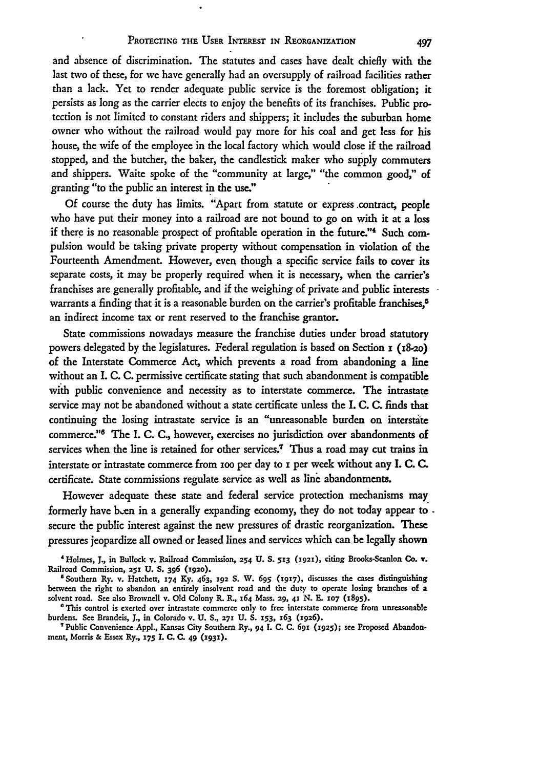and absence of discrimination. The statutes and cases have dealt chiefly with the last two of these, for we have generally had an oversupply of railroad facilities rather than a lack. Yet to render adequate public service is the foremost obligation; it persists as long as the carrier elects to enjoy the benefits of its franchises. Public protection is not limited to constant riders and shippers; it includes the suburban home owner who without the railroad would pay more for his coal and get less for his house, the wife of the employee in the local factory which would close if the railroad stopped, and the butcher, the baker, the candlestick maker who supply commuters and shippers. Waite spoke of the "community at large," "the common good," of granting "to the public an interest in the use."

Of course the duty has limits. "Apart from statute or express contract, people who have put their money into a railroad are not bound to go on with it at a loss if there is no reasonable prospect of profitable operation in the future."[4] Such compulsion would be taking private property without compensation in violation of the Fourteenth Amendment. However, even though a specific service fails to cover its separate costs, it may be properly required when it is necessary, when the carrier's franchises are generally profitable, and if the weighing of private and public interests warrants a finding that it is a reasonable burden on the carrier's profitable franchises,[5] an indirect income tax or rent reserved to the franchise grantor.

State commissions nowadays measure the franchise duties under broad statutory powers delegated by the legislatures. Federal regulation is based on Section 1 (18-20) of the Interstate Commerce Act, which prevents a road from abandoning a line without an I. C. C. permissive certificate stating that such abandonment is compatible with public convenience and necessity as to interstate commerce. The intrastate service may not be abandoned without a state certificate unless the I. C. C. finds that continuing the losing intrastate service is an "unreasonable burden on interstate commerce."[6] The I. C. C., however, exercises no jurisdiction over abandonments of services when the line is retained for other services.[7] Thus a road may cut trains in interstate or intrastate commerce from 100 per day to 1 per week without any I. C. C. certificate. State commissions regulate service as well as line abandonments.

However adequate these state and federal service protection mechanisms may formerly have been in a generally expanding economy, they do not today appear to secure the public interest against the new pressures of drastic reorganization. These pressures jeopardize all owned or leased lines and services which can be legally shown

---

[4] Holmes, J., in Bullock v. Railroad Commission, 254 U. S. 513 (1921), citing Brooks-Scanlon Co. v. Railroad Commission, 251 U. S. 396 (1920).

[5] Southern Ry. v. Hatchett, 174 Ky. 463, 192 S. W. 695 (1917), discusses the cases distinguishing between the right to abandon an entirely insolvent road and the duty to operate losing branches of a solvent road. See also Brownell v. Old Colony R. R., 164 Mass. 29, 41 N. E. 107 (1895).

[6] This control is exerted over intrastate commerce only to free interstate commerce from unreasonable burdens. See Brandeis, J., in Colorado v. U. S., 271 U. S. 153, 163 (1926).

[7] Public Convenience Appl., Kansas City Southern Ry., 94 I. C. C. 691 (1925); see Proposed Abandonment, Morris & Essex Ry., 175 I. C. C. 49 (1931).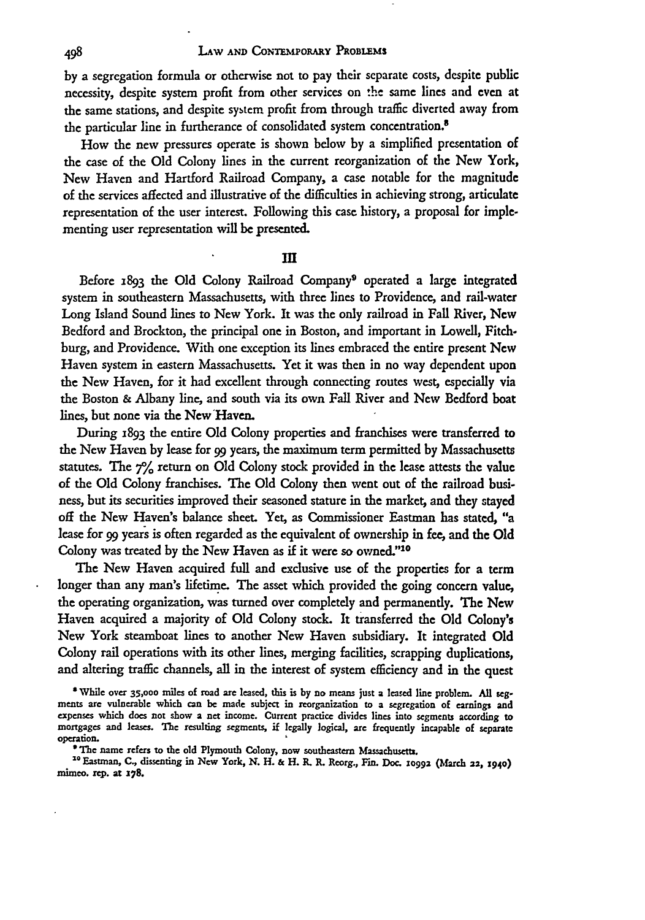by a segregation formula or otherwise not to pay their separate costs, despite public necessity, despite system profit from other services on the same lines and even at the same stations, and despite system profit from through traffic diverted away from the particular line in furtherance of consolidated system concentration.[8]

How the new pressures operate is shown below by a simplified presentation of the case of the Old Colony lines in the current reorganization of the New York, New Haven and Hartford Railroad Company, a case notable for the magnitude of the services affected and illustrative of the difficulties in achieving strong, articulate representation of the user interest. Following this case history, a proposal for implementing user representation will be presented.

## III

Before 1893 the Old Colony Railroad Company[9] operated a large integrated system in southeastern Massachusetts, with three lines to Providence, and rail-water Long Island Sound lines to New York. It was the only railroad in Fall River, New Bedford and Brockton, the principal one in Boston, and important in Lowell, Fitchburg, and Providence. With one exception its lines embraced the entire present New Haven system in eastern Massachusetts. Yet it was then in no way dependent upon the New Haven, for it had excellent through connecting routes west, especially via the Boston & Albany line, and south via its own Fall River and New Bedford boat lines, but none via the New Haven.

During 1893 the entire Old Colony properties and franchises were transferred to the New Haven by lease for 99 years, the maximum term permitted by Massachusetts statutes. The 7% return on Old Colony stock provided in the lease attests the value of the Old Colony franchises. The Old Colony then went out of the railroad business, but its securities improved their seasoned stature in the market, and they stayed off the New Haven's balance sheet. Yet, as Commissioner Eastman has stated, "a lease for 99 years is often regarded as the equivalent of ownership in fee, and the Old Colony was treated by the New Haven as if it were so owned."[10]

The New Haven acquired full and exclusive use of the properties for a term longer than any man's lifetime. The asset which provided the going concern value, the operating organization, was turned over completely and permanently. The New Haven acquired a majority of Old Colony stock. It transferred the Old Colony's New York steamboat lines to another New Haven subsidiary. It integrated Old Colony rail operations with its other lines, merging facilities, scrapping duplications, and altering traffic channels, all in the interest of system efficiency and in the quest

---

[8] While over 35,000 miles of road are leased, this is by no means just a leased line problem. All segments are vulnerable which can be made subject in reorganization to a segregation of earnings and expenses which does not show a net income. Current practice divides lines into segments according to mortgages and leases. The resulting segments, if legally logical, are frequently incapable of separate operation.

[9] The name refers to the old Plymouth Colony, now southeastern Massachusetts.

[10] Eastman, C., dissenting in New York, N. H. & H. R. R. Reorg., Fin. Doc. 10992 (March 22, 1940) mimeo. rep. at 178.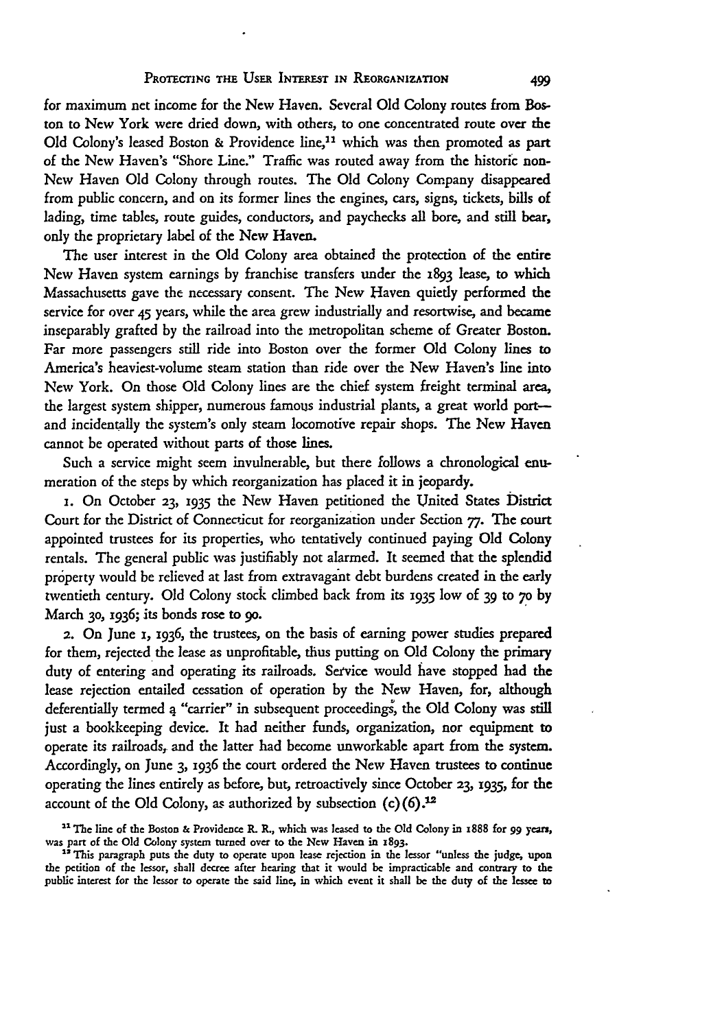for maximum net income for the New Haven. Several Old Colony routes from Boston to New York were dried down, with others, to one concentrated route over the Old Colony's leased Boston & Providence line,[11] which was then promoted as part of the New Haven's "Shore Line." Traffic was routed away from the historic non-New Haven Old Colony through routes. The Old Colony Company disappeared from public concern, and on its former lines the engines, cars, signs, tickets, bills of lading, time tables, route guides, conductors, and paychecks all bore, and still bear, only the proprietary label of the New Haven.

The user interest in the Old Colony area obtained the protection of the entire New Haven system earnings by franchise transfers under the 1893 lease, to which Massachusetts gave the necessary consent. The New Haven quietly performed the service for over 45 years, while the area grew industrially and resortwise, and became inseparably grafted by the railroad into the metropolitan scheme of Greater Boston. Far more passengers still ride into Boston over the former Old Colony lines to America's heaviest-volume steam station than ride over the New Haven's line into New York. On those Old Colony lines are the chief system freight terminal area, the largest system shipper, numerous famous industrial plants, a great world port—and incidentally the system's only steam locomotive repair shops. The New Haven cannot be operated without parts of those lines.

Such a service might seem invulnerable, but there follows a chronological enumeration of the steps by which reorganization has placed it in jeopardy.

1. On October 23, 1935 the New Haven petitioned the United States District Court for the District of Connecticut for reorganization under Section 77. The court appointed trustees for its properties, who tentatively continued paying Old Colony rentals. The general public was justifiably not alarmed. It seemed that the splendid property would be relieved at last from extravagant debt burdens created in the early twentieth century. Old Colony stock climbed back from its 1935 low of 39 to 70 by March 30, 1936; its bonds rose to 90.

2. On June 1, 1936, the trustees, on the basis of earning power studies prepared for them, rejected the lease as unprofitable, thus putting on Old Colony the primary duty of entering and operating its railroads. Service would have stopped had the lease rejection entailed cessation of operation by the New Haven, for, although deferentially termed a "carrier" in subsequent proceedings, the Old Colony was still just a bookkeeping device. It had neither funds, organization, nor equipment to operate its railroads, and the latter had become unworkable apart from the system. Accordingly, on June 3, 1936 the court ordered the New Haven trustees to continue operating the lines entirely as before, but, retroactively since October 23, 1935, for the account of the Old Colony, as authorized by subsection (c)(6).[12]

[11] The line of the Boston & Providence R. R., which was leased to the Old Colony in 1888 for 99 years, was part of the Old Colony system turned over to the New Haven in 1893.

[12] This paragraph puts the duty to operate upon lease rejection in the lessor "unless the judge, upon the petition of the lessor, shall decree after hearing that it would be impracticable and contrary to the public interest for the lessor to operate the said line, in which event it shall be the duty of the lessee to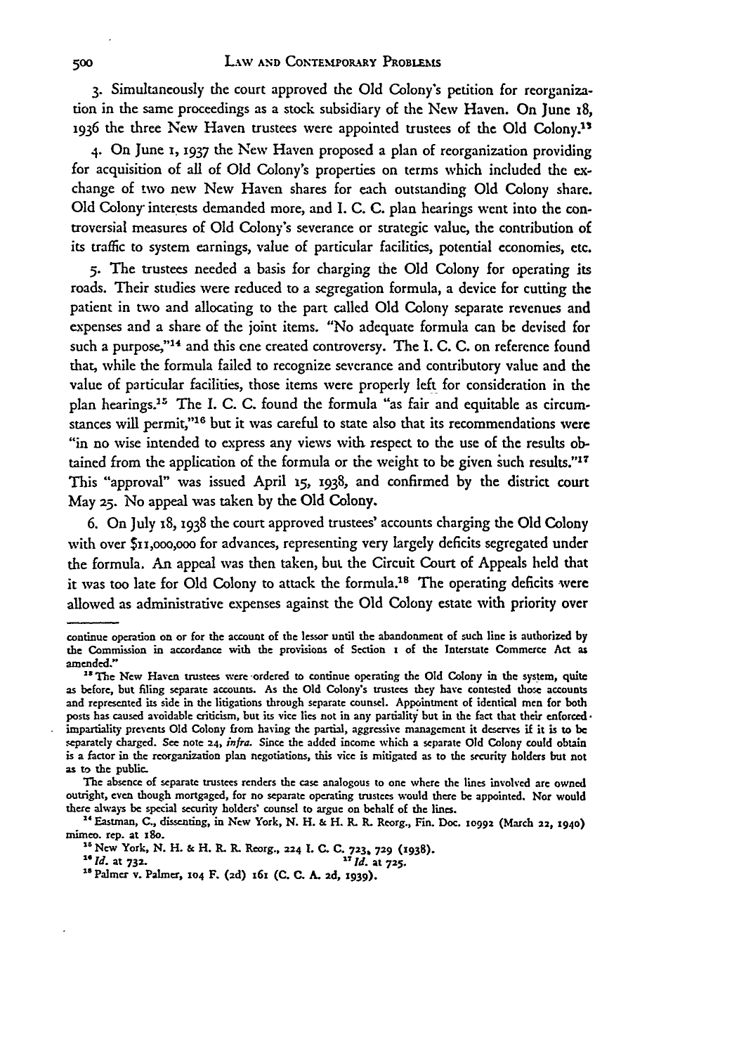3. Simultaneously the court approved the Old Colony's petition for reorganization in the same proceedings as a stock subsidiary of the New Haven. On June 18, 1936 the three New Haven trustees were appointed trustees of the Old Colony.[13]

4. On June 1, 1937 the New Haven proposed a plan of reorganization providing for acquisition of all of Old Colony's properties on terms which included the exchange of two new New Haven shares for each outstanding Old Colony share. Old Colony interests demanded more, and I. C. C. plan hearings went into the controversial measures of Old Colony's severance or strategic value, the contribution of its traffic to system earnings, value of particular facilities, potential economies, etc.

5. The trustees needed a basis for charging the Old Colony for operating its roads. Their studies were reduced to a segregation formula, a device for cutting the patient in two and allocating to the part called Old Colony separate revenues and expenses and a share of the joint items. "No adequate formula can be devised for such a purpose,"[14] and this one created controversy. The I. C. C. on reference found that, while the formula failed to recognize severance and contributory value and the value of particular facilities, those items were properly left for consideration in the plan hearings.[15] The I. C. C. found the formula "as fair and equitable as circumstances will permit,"[16] but it was careful to state also that its recommendations were "in no wise intended to express any views with respect to the use of the results obtained from the application of the formula or the weight to be given such results."[17] This "approval" was issued April 15, 1938, and confirmed by the district court May 25. No appeal was taken by the Old Colony.

6. On July 18, 1938 the court approved trustees' accounts charging the Old Colony with over $11,000,000 for advances, representing very largely deficits segregated under the formula. An appeal was then taken, but the Circuit Court of Appeals held that it was too late for Old Colony to attack the formula.[18] The operating deficits were allowed as administrative expenses against the Old Colony estate with priority over

---

continue operation on or for the account of the lessor until the abandonment of such line is authorized by the Commission in accordance with the provisions of Section 1 of the Interstate Commerce Act as amended."

[13] The New Haven trustees were ordered to continue operating the Old Colony in the system, quite as before, but filing separate accounts. As the Old Colony's trustees they have contested those accounts and represented its side in the litigations through separate counsel. Appointment of identical men for both posts has caused avoidable criticism, but its vice lies not in any partiality but in the fact that their enforced impartiality prevents Old Colony from having the partial, aggressive management it deserves if it is to be separately charged. See note 24, *infra*. Since the added income which a separate Old Colony could obtain is a factor in the reorganization plan negotiations, this vice is mitigated as to the security holders but not as to the public.

The absence of separate trustees renders the case analogous to one where the lines involved are owned outright, even though mortgaged, for no separate operating trustees would there be appointed. Nor would there always be special security holders' counsel to argue on behalf of the lines.

[14] Eastman, C., dissenting, in New York, N. H. & H. R. R. Reorg., Fin. Doc. 10992 (March 22, 1940) mimeo. rep. at 180.

[15] New York, N. H. & H. R. R. Reorg., 224 I. C. C. 723, 729 (1938).

[16] *Id.* at 732.

[17] *Id.* at 725.

[18] Palmer v. Palmer, 104 F. (2d) 161 (C. C. A. 2d, 1939).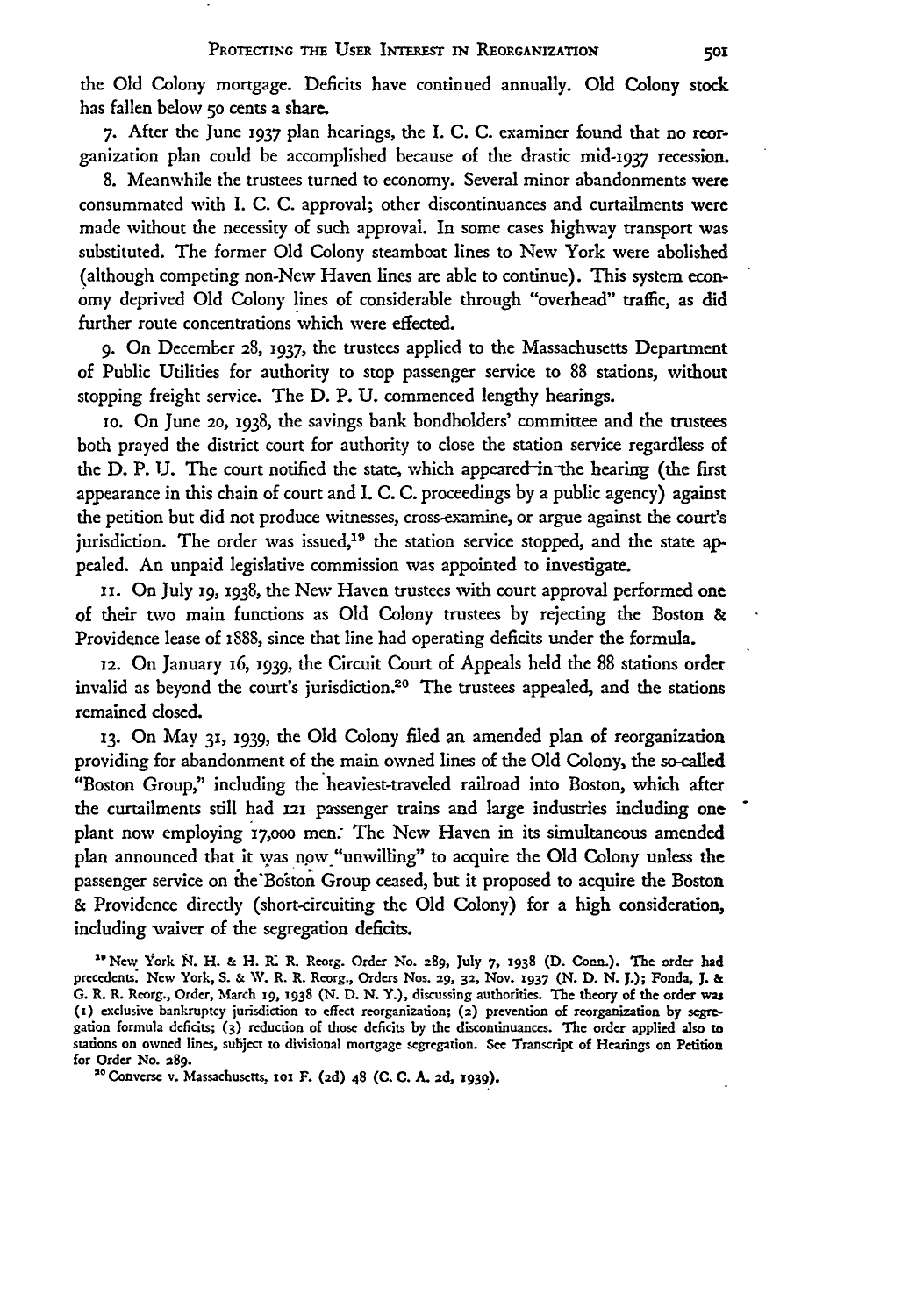the Old Colony mortgage. Deficits have continued annually. Old Colony stock has fallen below 50 cents a share.

7. After the June 1937 plan hearings, the I. C. C. examiner found that no reorganization plan could be accomplished because of the drastic mid-1937 recession.

8. Meanwhile the trustees turned to economy. Several minor abandonments were consummated with I. C. C. approval; other discontinuances and curtailments were made without the necessity of such approval. In some cases highway transport was substituted. The former Old Colony steamboat lines to New York were abolished (although competing non-New Haven lines are able to continue). This system economy deprived Old Colony lines of considerable through "overhead" traffic, as did further route concentrations which were effected.

9. On December 28, 1937, the trustees applied to the Massachusetts Department of Public Utilities for authority to stop passenger service to 88 stations, without stopping freight service. The D. P. U. commenced lengthy hearings.

10. On June 20, 1938, the savings bank bondholders' committee and the trustees both prayed the district court for authority to close the station service regardless of the D. P. U. The court notified the state, which appeared in the hearing (the first appearance in this chain of court and I. C. C. proceedings by a public agency) against the petition but did not produce witnesses, cross-examine, or argue against the court's jurisdiction. The order was issued,[19] the station service stopped, and the state appealed. An unpaid legislative commission was appointed to investigate.

11. On July 19, 1938, the New Haven trustees with court approval performed one of their two main functions as Old Colony trustees by rejecting the Boston & Providence lease of 1888, since that line had operating deficits under the formula.

12. On January 16, 1939, the Circuit Court of Appeals held the 88 stations order invalid as beyond the court's jurisdiction.[20] The trustees appealed, and the stations remained closed.

13. On May 31, 1939, the Old Colony filed an amended plan of reorganization providing for abandonment of the main owned lines of the Old Colony, the so-called "Boston Group," including the heaviest-traveled railroad into Boston, which after the curtailments still had 121 passenger trains and large industries including one plant now employing 17,000 men. The New Haven in its simultaneous amended plan announced that it was now "unwilling" to acquire the Old Colony unless the passenger service on the Boston Group ceased, but it proposed to acquire the Boston & Providence directly (short-circuiting the Old Colony) for a high consideration, including waiver of the segregation deficits.

[19] New York N. H. & H. R. R. Reorg. Order No. 289, July 7, 1938 (D. Conn.). The order had precedents. New York, S. & W. R. R. Reorg., Orders Nos. 29, 32, Nov. 1937 (N. D. N. J.); Fonda, J. & G. R. R. Reorg., Order, March 19, 1938 (N. D. N. Y.), discussing authorities. The theory of the order was (1) exclusive bankruptcy jurisdiction to effect reorganization; (2) prevention of reorganization by segregation formula deficits; (3) reduction of those deficits by the discontinuances. The order applied also to stations on owned lines, subject to divisional mortgage segregation. See Transcript of Hearings on Petition for Order No. 289.

[20] Converse v. Massachusetts, 101 F. (2d) 48 (C. C. A. 2d, 1939).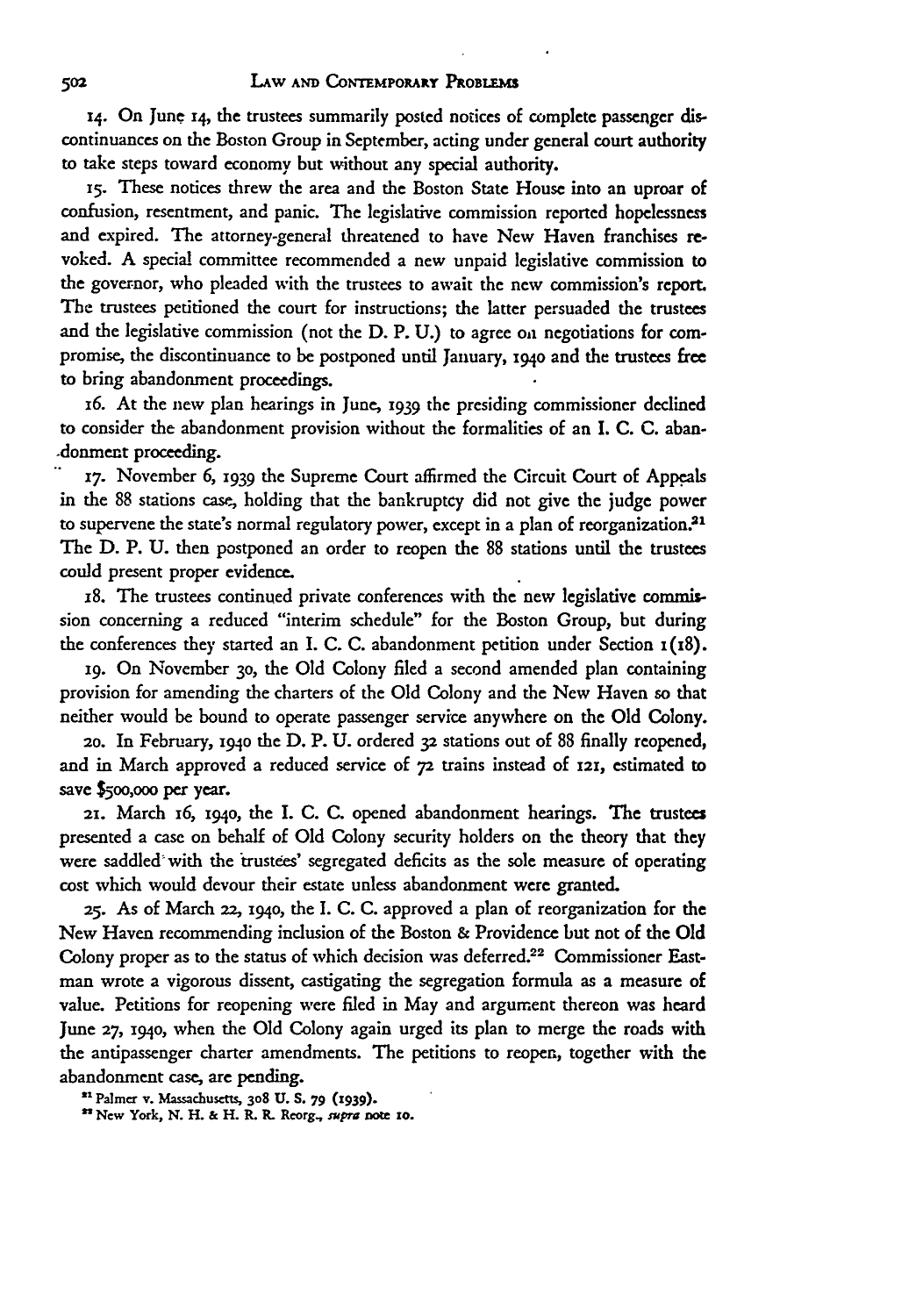14. On June 14, the trustees summarily posted notices of complete passenger discontinuances on the Boston Group in September, acting under general court authority to take steps toward economy but without any special authority.

15. These notices threw the area and the Boston State House into an uproar of confusion, resentment, and panic. The legislative commission reported hopelessness and expired. The attorney-general threatened to have New Haven franchises revoked. A special committee recommended a new unpaid legislative commission to the governor, who pleaded with the trustees to await the new commission's report. The trustees petitioned the court for instructions; the latter persuaded the trustees and the legislative commission (not the D. P. U.) to agree on negotiations for compromise, the discontinuance to be postponed until January, 1940 and the trustees free to bring abandonment proceedings.

16. At the new plan hearings in June, 1939 the presiding commissioner declined to consider the abandonment provision without the formalities of an I. C. C. abandonment proceeding.

17. November 6, 1939 the Supreme Court affirmed the Circuit Court of Appeals in the 88 stations case, holding that the bankruptcy did not give the judge power to supervene the state's normal regulatory power, except in a plan of reorganization.[21] The D. P. U. then postponed an order to reopen the 88 stations until the trustees could present proper evidence.

18. The trustees continued private conferences with the new legislative commission concerning a reduced "interim schedule" for the Boston Group, but during the conferences they started an I. C. C. abandonment petition under Section 1(18).

19. On November 30, the Old Colony filed a second amended plan containing provision for amending the charters of the Old Colony and the New Haven so that neither would be bound to operate passenger service anywhere on the Old Colony.

20. In February, 1940 the D. P. U. ordered 32 stations out of 88 finally reopened, and in March approved a reduced service of 72 trains instead of 121, estimated to save $500,000 per year.

21. March 16, 1940, the I. C. C. opened abandonment hearings. The trustees presented a case on behalf of Old Colony security holders on the theory that they were saddled with the trustees' segregated deficits as the sole measure of operating cost which would devour their estate unless abandonment were granted.

25. As of March 22, 1940, the I. C. C. approved a plan of reorganization for the New Haven recommending inclusion of the Boston & Providence but not of the Old Colony proper as to the status of which decision was deferred.[22] Commissioner Eastman wrote a vigorous dissent, castigating the segregation formula as a measure of value. Petitions for reopening were filed in May and argument thereon was heard June 27, 1940, when the Old Colony again urged its plan to merge the roads with the antipassenger charter amendments. The petitions to reopen, together with the abandonment case, are pending.

[21] Palmer v. Massachusetts, 308 U. S. 79 (1939).

[22] New York, N. H. & H. R. R. Reorg., *supra* note 10.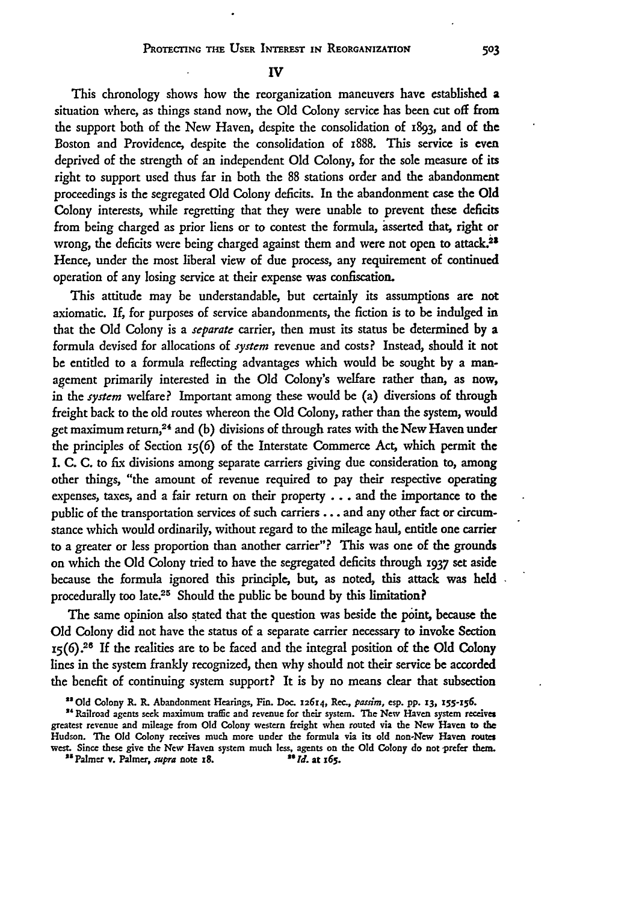## IV

This chronology shows how the reorganization maneuvers have established a situation where, as things stand now, the Old Colony service has been cut off from the support both of the New Haven, despite the consolidation of 1893, and of the Boston and Providence, despite the consolidation of 1888. This service is even deprived of the strength of an independent Old Colony, for the sole measure of its right to support used thus far in both the 88 stations order and the abandonment proceedings is the segregated Old Colony deficits. In the abandonment case the Old Colony interests, while regretting that they were unable to prevent these deficits from being charged as prior liens or to contest the formula, asserted that, right or wrong, the deficits were being charged against them and were not open to attack.[23] Hence, under the most liberal view of due process, any requirement of continued operation of any losing service at their expense was confiscation.

This attitude may be understandable, but certainly its assumptions are not axiomatic. If, for purposes of service abandonments, the fiction is to be indulged in that the Old Colony is a *separate* carrier, then must its status be determined by a formula devised for allocations of *system* revenue and costs? Instead, should it not be entitled to a formula reflecting advantages which would be sought by a management primarily interested in the Old Colony's welfare rather than, as now, in the *system* welfare? Important among these would be (a) diversions of through freight back to the old routes whereon the Old Colony, rather than the system, would get maximum return,[24] and (b) divisions of through rates with the New Haven under the principles of Section 15(6) of the Interstate Commerce Act, which permit the I. C. C. to fix divisions among separate carriers giving due consideration to, among other things, "the amount of revenue required to pay their respective operating expenses, taxes, and a fair return on their property . . . and the importance to the public of the transportation services of such carriers . . . and any other fact or circumstance which would ordinarily, without regard to the mileage haul, entitle one carrier to a greater or less proportion than another carrier"? This was one of the grounds on which the Old Colony tried to have the segregated deficits through 1937 set aside because the formula ignored this principle, but, as noted, this attack was held procedurally too late.[25] Should the public be bound by this limitation?

The same opinion also stated that the question was beside the point, because the Old Colony did not have the status of a separate carrier necessary to invoke Section 15(6).[26] If the realities are to be faced and the integral position of the Old Colony lines in the system frankly recognized, then why should not their service be accorded the benefit of continuing system support? It is by no means clear that subsection

[23] Old Colony R. R. Abandonment Hearings, Fin. Doc. 12614, Rec., *passim*, esp. pp. 13, 155-156.

[24] Railroad agents seek maximum traffic and revenue for their system. The New Haven system receives greatest revenue and mileage from Old Colony western freight when routed via the New Haven to the Hudson. The Old Colony receives much more under the formula via its old non-New Haven routes west. Since these give the New Haven system much less, agents on the Old Colony do not prefer them.

[25] Palmer v. Palmer, *supra* note 18.

[26] *Id.* at 165.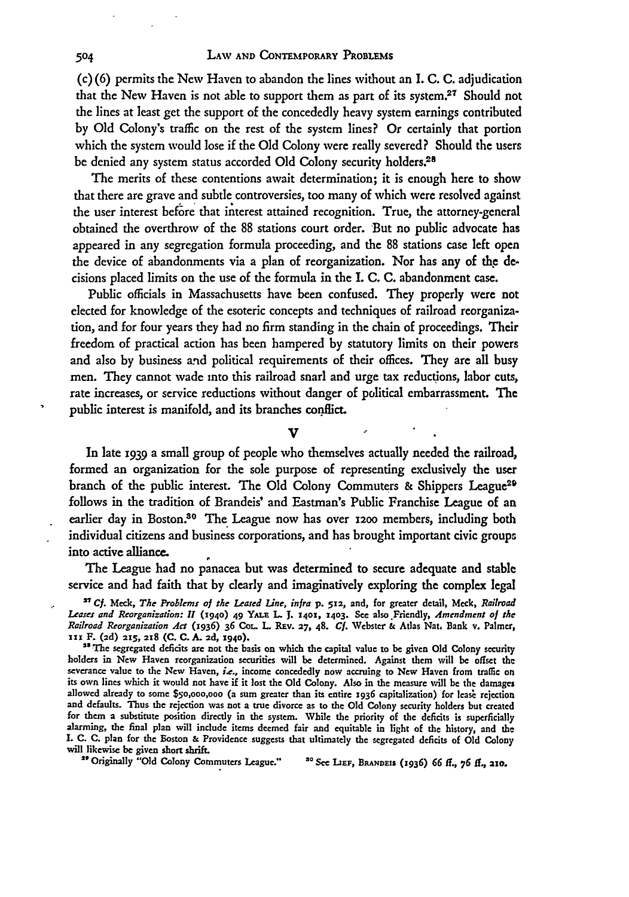(c)(6) permits the New Haven to abandon the lines without an I. C. C. adjudication that the New Haven is not able to support them as part of its system.[27] Should not the lines at least get the support of the concededly heavy system earnings contributed by Old Colony's traffic on the rest of the system lines? Or certainly that portion which the system would lose if the Old Colony were really severed? Should the users be denied any system status accorded Old Colony security holders.[28]

The merits of these contentions await determination; it is enough here to show that there are grave and subtle controversies, too many of which were resolved against the user interest before that interest attained recognition. True, the attorney-general obtained the overthrow of the 88 stations court order. But no public advocate has appeared in any segregation formula proceeding, and the 88 stations case left open the device of abandonments via a plan of reorganization. Nor has any of the decisions placed limits on the use of the formula in the I. C. C. abandonment case.

Public officials in Massachusetts have been confused. They properly were not elected for knowledge of the esoteric concepts and techniques of railroad reorganization, and for four years they had no firm standing in the chain of proceedings. Their freedom of practical action has been hampered by statutory limits on their powers and also by business and political requirements of their offices. They are all busy men. They cannot wade into this railroad snarl and urge tax reductions, labor cuts, rate increases, or service reductions without danger of political embarrassment. The public interest is manifold, and its branches conflict.

## V

In late 1939 a small group of people who themselves actually needed the railroad, formed an organization for the sole purpose of representing exclusively the user branch of the public interest. The Old Colony Commuters & Shippers League[29] follows in the tradition of Brandeis' and Eastman's Public Franchise League of an earlier day in Boston.[30] The League now has over 1200 members, including both individual citizens and business corporations, and has brought important civic groups into active alliance.

The League had no panacea but was determined to secure adequate and stable service and had faith that by clearly and imaginatively exploring the complex legal

---

[27] *Cf.* Meck, *The Problems of the Leased Line, infra* p. 512, and, for greater detail, Meck, *Railroad Leases and Reorganization: II* (1940) 49 YALE L. J. 1401, 1403. See also Friendly, *Amendment of the Railroad Reorganization Act* (1936) 36 COL. L. REV. 27, 48. *Cf.* Webster & Atlas Nat. Bank v. Palmer, 111 F. (2d) 215, 218 (C. C. A. 2d, 1940).

[28] The segregated deficits are not the basis on which the capital value to be given Old Colony security holders in New Haven reorganization securities will be determined. Against them will be offset the severance value to the New Haven, *i.e.*, income concededly now accruing to New Haven from traffic on its own lines which it would not have if it lost the Old Colony. Also in the measure will be the damages allowed already to some $50,000,000 (a sum greater than its entire 1936 capitalization) for lease rejection and defaults. Thus the rejection was not a true divorce as to the Old Colony security holders but created for them a substitute position directly in the system. While the priority of the deficits is superficially alarming, the final plan will include items deemed fair and equitable in light of the history, and the I. C. C. plan for the Boston & Providence suggests that ultimately the segregated deficits of Old Colony will likewise be given short shrift.

[29] Originally "Old Colony Commuters League."

[30] See LIEF, BRANDEIS (1936) 66 ff., 76 ff., 210.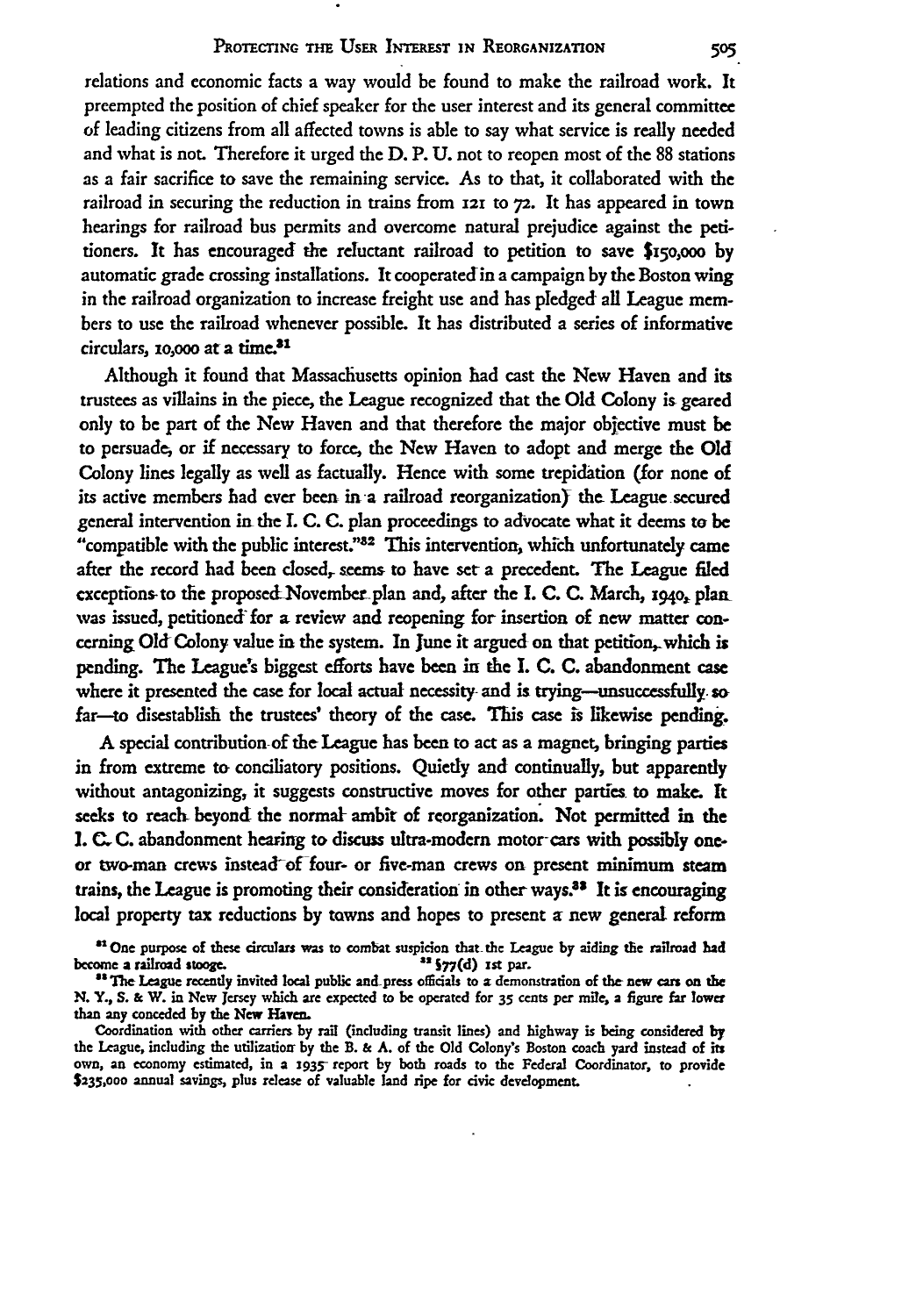relations and economic facts a way would be found to make the railroad work. It preempted the position of chief speaker for the user interest and its general committee of leading citizens from all affected towns is able to say what service is really needed and what is not. Therefore it urged the D. P. U. not to reopen most of the 88 stations as a fair sacrifice to save the remaining service. As to that, it collaborated with the railroad in securing the reduction in trains from 121 to 72. It has appeared in town hearings for railroad bus permits and overcome natural prejudice against the petitioners. It has encouraged the reluctant railroad to petition to save $150,000 by automatic grade crossing installations. It cooperated in a campaign by the Boston wing in the railroad organization to increase freight use and has pledged all League members to use the railroad whenever possible. It has distributed a series of informative circulars, 10,000 at a time.[31]

Although it found that Massachusetts opinion had cast the New Haven and its trustees as villains in the piece, the League recognized that the Old Colony is geared only to be part of the New Haven and that therefore the major objective must be to persuade, or if necessary to force, the New Haven to adopt and merge the Old Colony lines legally as well as factually. Hence with some trepidation (for none of its active members had ever been in a railroad reorganization) the League secured general intervention in the I. C. C. plan proceedings to advocate what it deems to be "compatible with the public interest."[32] This intervention, which unfortunately came after the record had been closed, seems to have set a precedent. The League filed exceptions to the proposed November plan and, after the I. C. C. March, 1940, plan was issued, petitioned for a review and reopening for insertion of new matter concerning Old Colony value in the system. In June it argued on that petition, which is pending. The League's biggest efforts have been in the I. C. C. abandonment case where it presented the case for local actual necessity and is trying—unsuccessfully so far—to disestablish the trustees' theory of the case. This case is likewise pending.

A special contribution of the League has been to act as a magnet, bringing parties in from extreme to conciliatory positions. Quietly and continually, but apparently without antagonizing, it suggests constructive moves for other parties to make. It seeks to reach beyond the normal ambit of reorganization. Not permitted in the I. C. C. abandonment hearing to discuss ultra-modern motor cars with possibly one- or two-man crews instead of four- or five-man crews on present minimum steam trains, the League is promoting their consideration in other ways.[33] It is encouraging local property tax reductions by towns and hopes to present a new general reform

[31] One purpose of these circulars was to combat suspicion that the League by aiding the railroad had become a railroad stooge.

[32] §77(d) 1st par.

[33] The League recently invited local public and press officials to a demonstration of the new cars on the N. Y., S. & W. in New Jersey which are expected to be operated for 35 cents per mile, a figure far lower than any conceded by the New Haven.

Coordination with other carriers by rail (including transit lines) and highway is being considered by the League, including the utilization by the B. & A. of the Old Colony's Boston coach yard instead of its own, an economy estimated, in a 1935 report by both roads to the Federal Coordinator, to provide $235,000 annual savings, plus release of valuable land ripe for civic development.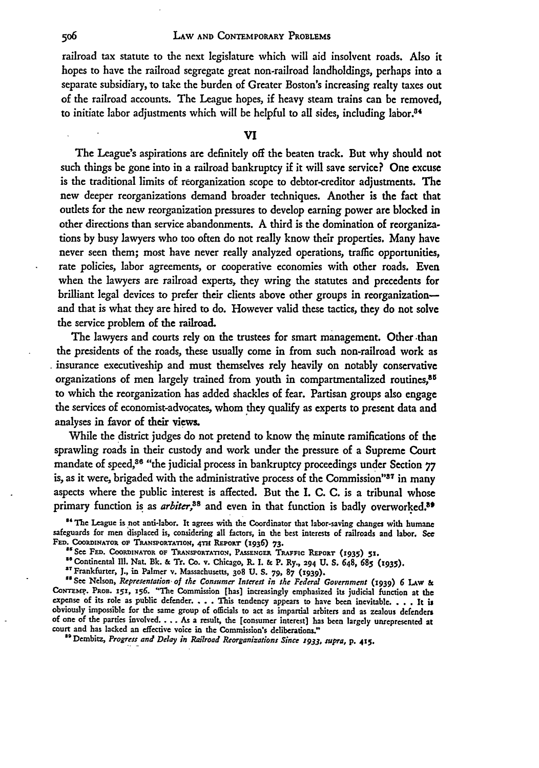railroad tax statute to the next legislature which will aid insolvent roads. Also it hopes to have the railroad segregate great non-railroad landholdings, perhaps into a separate subsidiary, to take the burden of Greater Boston's increasing realty taxes out of the railroad accounts. The League hopes, if heavy steam trains can be removed, to initiate labor adjustments which will be helpful to all sides, including labor.[34]

## VI

The League's aspirations are definitely off the beaten track. But why should not such things be gone into in a railroad bankruptcy if it will save service? One excuse is the traditional limits of reorganization scope to debtor-creditor adjustments. The new deeper reorganizations demand broader techniques. Another is the fact that outlets for the new reorganization pressures to develop earning power are blocked in other directions than service abandonments. A third is the domination of reorganizations by busy lawyers who too often do not really know their properties. Many have never seen them; most have never really analyzed operations, traffic opportunities, rate policies, labor agreements, or cooperative economies with other roads. Even when the lawyers are railroad experts, they wring the statutes and precedents for brilliant legal devices to prefer their clients above other groups in reorganization—and that is what they are hired to do. However valid these tactics, they do not solve the service problem of the railroad.

The lawyers and courts rely on the trustees for smart management. Other than the presidents of the roads, these usually come in from such non-railroad work as insurance executiveship and must themselves rely heavily on notably conservative organizations of men largely trained from youth in compartmentalized routines,[35] to which the reorganization has added shackles of fear. Partisan groups also engage the services of economist-advocates, whom they qualify as experts to present data and analyses in favor of their views.

While the district judges do not pretend to know the minute ramifications of the sprawling roads in their custody and work under the pressure of a Supreme Court mandate of speed,[36] "the judicial process in bankruptcy proceedings under Section 77 is, as it were, brigaded with the administrative process of the Commission"[37] in many aspects where the public interest is affected. But the I. C. C. is a tribunal whose primary function is as *arbiter*,[38] and even in that function is badly overworked.[39]

[34] The League is not anti-labor. It agrees with the Coordinator that labor-saving changes with humane safeguards for men displaced is, considering all factors, in the best interests of railroads and labor. See FED. COORDINATOR OF TRANSPORTATION, 4TH REPORT (1936) 73.

[35] See FED. COORDINATOR OF TRANSPORTATION, PASSENGER TRAFFIC REPORT (1935) 51.

[36] Continental Ill. Nat. Bk. & Tr. Co. v. Chicago, R. I. & P. Ry., 294 U. S. 648, 685 (1935).

[37] Frankfurter, J., in Palmer v. Massachusetts, 308 U. S. 79, 87 (1939).

[38] See Nelson, *Representation of the Consumer Interest in the Federal Government* (1939) 6 LAW & CONTEMP. PROB. 151, 156. "The Commission [has] increasingly emphasized its judicial function at the expense of its role as public defender. . . . This tendency appears to have been inevitable. . . . It is obviously impossible for the same group of officials to act as impartial arbiters and as zealous defenders of one of the parties involved. . . . As a result, the [consumer interest] has been largely unrepresented at court and has lacked an effective voice in the Commission's deliberations."

[39] Dembitz, *Progress and Delay in Railroad Reorganizations Since 1933*, *supra*, p. 415.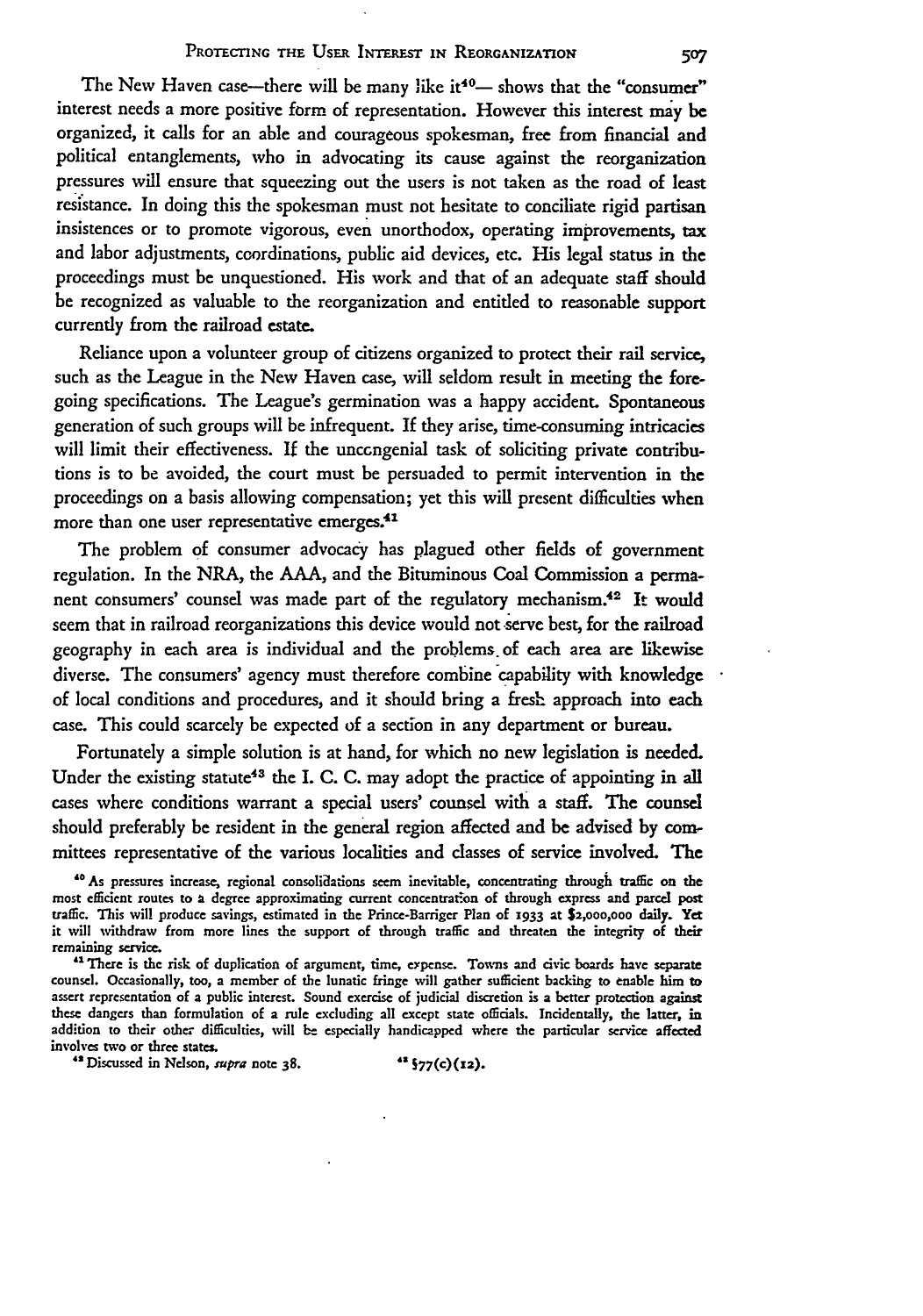The New Haven case—there will be many like it[40]— shows that the "consumer" interest needs a more positive form of representation. However this interest may be organized, it calls for an able and courageous spokesman, free from financial and political entanglements, who in advocating its cause against the reorganization pressures will ensure that squeezing out the users is not taken as the road of least resistance. In doing this the spokesman must not hesitate to conciliate rigid partisan insistences or to promote vigorous, even unorthodox, operating improvements, tax and labor adjustments, coordinations, public aid devices, etc. His legal status in the proceedings must be unquestioned. His work and that of an adequate staff should be recognized as valuable to the reorganization and entitled to reasonable support currently from the railroad estate.

Reliance upon a volunteer group of citizens organized to protect their rail service, such as the League in the New Haven case, will seldom result in meeting the foregoing specifications. The League's germination was a happy accident. Spontaneous generation of such groups will be infrequent. If they arise, time-consuming intricacies will limit their effectiveness. If the uncongenial task of soliciting private contributions is to be avoided, the court must be persuaded to permit intervention in the proceedings on a basis allowing compensation; yet this will present difficulties when more than one user representative emerges.[41]

The problem of consumer advocacy has plagued other fields of government regulation. In the NRA, the AAA, and the Bituminous Coal Commission a permanent consumers' counsel was made part of the regulatory mechanism.[42] It would seem that in railroad reorganizations this device would not serve best, for the railroad geography in each area is individual and the problems of each area are likewise diverse. The consumers' agency must therefore combine capability with knowledge of local conditions and procedures, and it should bring a fresh approach into each case. This could scarcely be expected of a section in any department or bureau.

Fortunately a simple solution is at hand, for which no new legislation is needed. Under the existing statute[43] the I. C. C. may adopt the practice of appointing in all cases where conditions warrant a special users' counsel with a staff. The counsel should preferably be resident in the general region affected and be advised by committees representative of the various localities and classes of service involved. The

[40] As pressures increase, regional consolidations seem inevitable, concentrating through traffic on the most efficient routes to a degree approximating current concentration of through express and parcel post traffic. This will produce savings, estimated in the Prince-Barriger Plan of 1933 at $2,000,000 daily. Yet it will withdraw from more lines the support of through traffic and threaten the integrity of their remaining service.

[41] There is the risk of duplication of argument, time, expense. Towns and civic boards have separate counsel. Occasionally, too, a member of the lunatic fringe will gather sufficient backing to enable him to assert representation of a public interest. Sound exercise of judicial discretion is a better protection against these dangers than formulation of a rule excluding all except state officials. Incidentally, the latter, in addition to their other difficulties, will be especially handicapped where the particular service affected involves two or three states.

[42] Discussed in Nelson, *supra* note 38.

[43] §77(c)(12).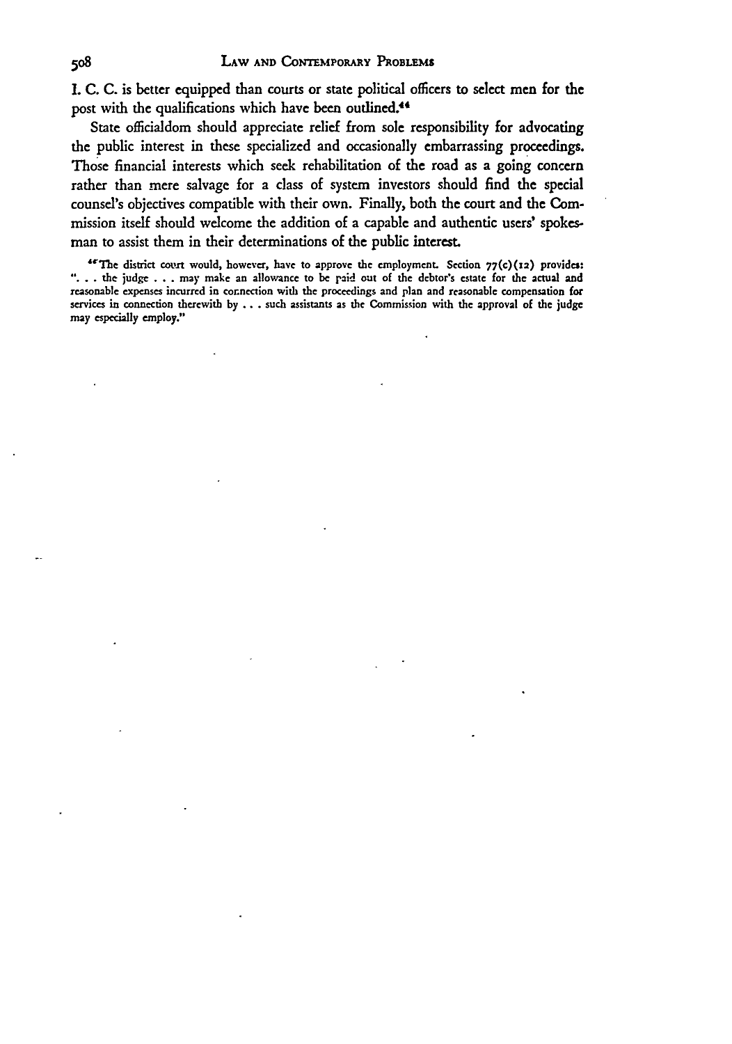I. C. C. is better equipped than courts or state political officers to select men for the post with the qualifications which have been outlined.[44]

State officialdom should appreciate relief from sole responsibility for advocating the public interest in these specialized and occasionally embarrassing proceedings. Those financial interests which seek rehabilitation of the road as a going concern rather than mere salvage for a class of system investors should find the special counsel's objectives compatible with their own. Finally, both the court and the Commission itself should welcome the addition of a capable and authentic users' spokesman to assist them in their determinations of the public interest.

[44] The district court would, however, have to approve the employment. Section 77(c)(12) provides: ". . . the judge . . . may make an allowance to be paid out of the debtor's estate for the actual and reasonable expenses incurred in connection with the proceedings and plan and reasonable compensation for services in connection therewith by . . . such assistants as the Commission with the approval of the judge may especially employ."